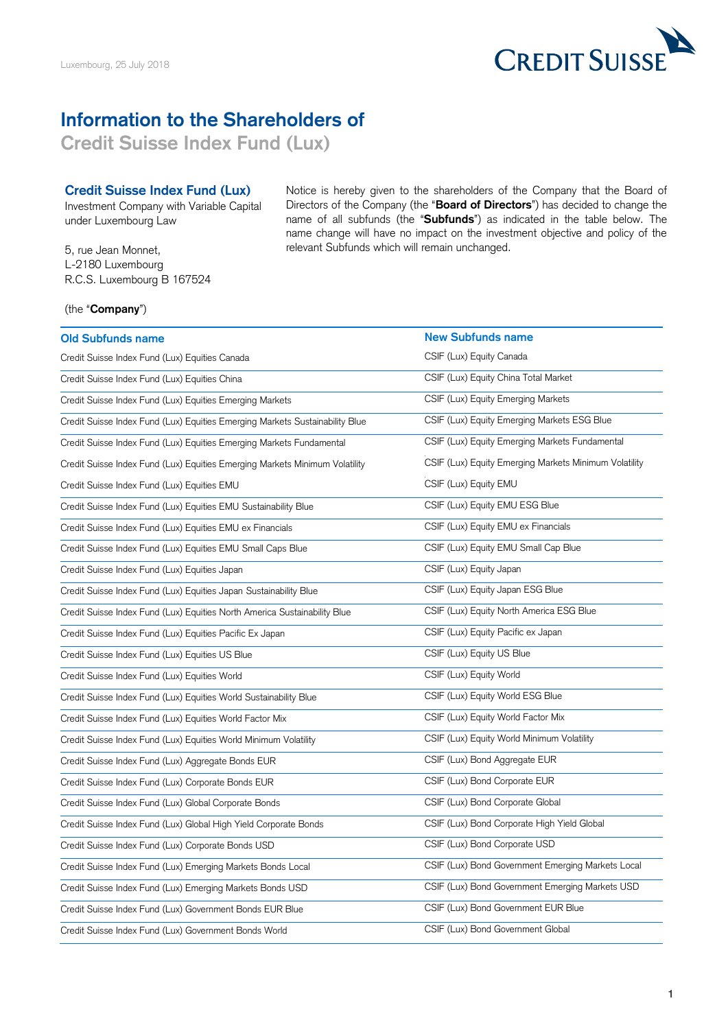Luxembourg, 25 July 2018

# Information to the Shareholders of

## Credit Suisse Index Fund (Lux)

**Credit Suisse Index Fund (Lux)**
Investment Company with Variable Capital under Luxembourg Law

5, rue Jean Monnet,
L-2180 Luxembourg
R.C.S. Luxembourg B 167524

(the "**Company**")

Notice is hereby given to the shareholders of the Company that the Board of Directors of the Company (the "**Board of Directors**") has decided to change the name of all subfunds (the "**Subfunds**") as indicated in the table below. The name change will have no impact on the investment objective and policy of the relevant Subfunds which will remain unchanged.

| Old Subfunds name | New Subfunds name |
|---|---|
| Credit Suisse Index Fund (Lux) Equities Canada | CSIF (Lux) Equity Canada |
| Credit Suisse Index Fund (Lux) Equities China | CSIF (Lux) Equity China Total Market |
| Credit Suisse Index Fund (Lux) Equities Emerging Markets | CSIF (Lux) Equity Emerging Markets |
| Credit Suisse Index Fund (Lux) Equities Emerging Markets Sustainability Blue | CSIF (Lux) Equity Emerging Markets ESG Blue |
| Credit Suisse Index Fund (Lux) Equities Emerging Markets Fundamental | CSIF (Lux) Equity Emerging Markets Fundamental |
| Credit Suisse Index Fund (Lux) Equities Emerging Markets Minimum Volatility | CSIF (Lux) Equity Emerging Markets Minimum Volatility |
| Credit Suisse Index Fund (Lux) Equities EMU | CSIF (Lux) Equity EMU |
| Credit Suisse Index Fund (Lux) Equities EMU Sustainability Blue | CSIF (Lux) Equity EMU ESG Blue |
| Credit Suisse Index Fund (Lux) Equities EMU ex Financials | CSIF (Lux) Equity EMU ex Financials |
| Credit Suisse Index Fund (Lux) Equities EMU Small Caps Blue | CSIF (Lux) Equity EMU Small Cap Blue |
| Credit Suisse Index Fund (Lux) Equities Japan | CSIF (Lux) Equity Japan |
| Credit Suisse Index Fund (Lux) Equities Japan Sustainability Blue | CSIF (Lux) Equity Japan ESG Blue |
| Credit Suisse Index Fund (Lux) Equities North America Sustainability Blue | CSIF (Lux) Equity North America ESG Blue |
| Credit Suisse Index Fund (Lux) Equities Pacific Ex Japan | CSIF (Lux) Equity Pacific ex Japan |
| Credit Suisse Index Fund (Lux) Equities US Blue | CSIF (Lux) Equity US Blue |
| Credit Suisse Index Fund (Lux) Equities World | CSIF (Lux) Equity World |
| Credit Suisse Index Fund (Lux) Equities World Sustainability Blue | CSIF (Lux) Equity World ESG Blue |
| Credit Suisse Index Fund (Lux) Equities World Factor Mix | CSIF (Lux) Equity World Factor Mix |
| Credit Suisse Index Fund (Lux) Equities World Minimum Volatility | CSIF (Lux) Equity World Minimum Volatility |
| Credit Suisse Index Fund (Lux) Aggregate Bonds EUR | CSIF (Lux) Bond Aggregate EUR |
| Credit Suisse Index Fund (Lux) Corporate Bonds EUR | CSIF (Lux) Bond Corporate EUR |
| Credit Suisse Index Fund (Lux) Global Corporate Bonds | CSIF (Lux) Bond Corporate Global |
| Credit Suisse Index Fund (Lux) Global High Yield Corporate Bonds | CSIF (Lux) Bond Corporate High Yield Global |
| Credit Suisse Index Fund (Lux) Corporate Bonds USD | CSIF (Lux) Bond Corporate USD |
| Credit Suisse Index Fund (Lux) Emerging Markets Bonds Local | CSIF (Lux) Bond Government Emerging Markets Local |
| Credit Suisse Index Fund (Lux) Emerging Markets Bonds USD | CSIF (Lux) Bond Government Emerging Markets USD |
| Credit Suisse Index Fund (Lux) Government Bonds EUR Blue | CSIF (Lux) Bond Government EUR Blue |
| Credit Suisse Index Fund (Lux) Government Bonds World | CSIF (Lux) Bond Government Global |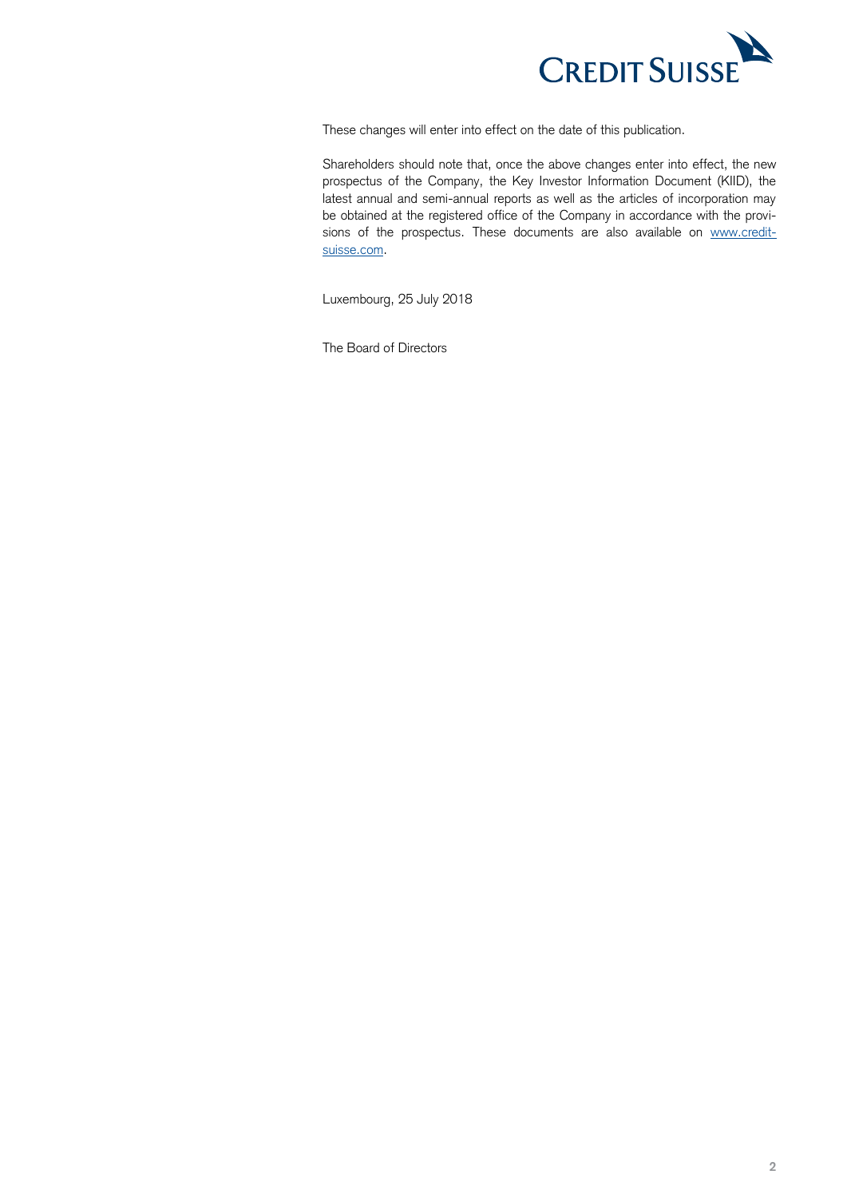These changes will enter into effect on the date of this publication.

Shareholders should note that, once the above changes enter into effect, the new prospectus of the Company, the Key Investor Information Document (KIID), the latest annual and semi-annual reports as well as the articles of incorporation may be obtained at the registered office of the Company in accordance with the provisions of the prospectus. These documents are also available on [www.credit-suisse.com](http://www.credit-suisse.com).

Luxembourg, 25 July 2018

The Board of Directors